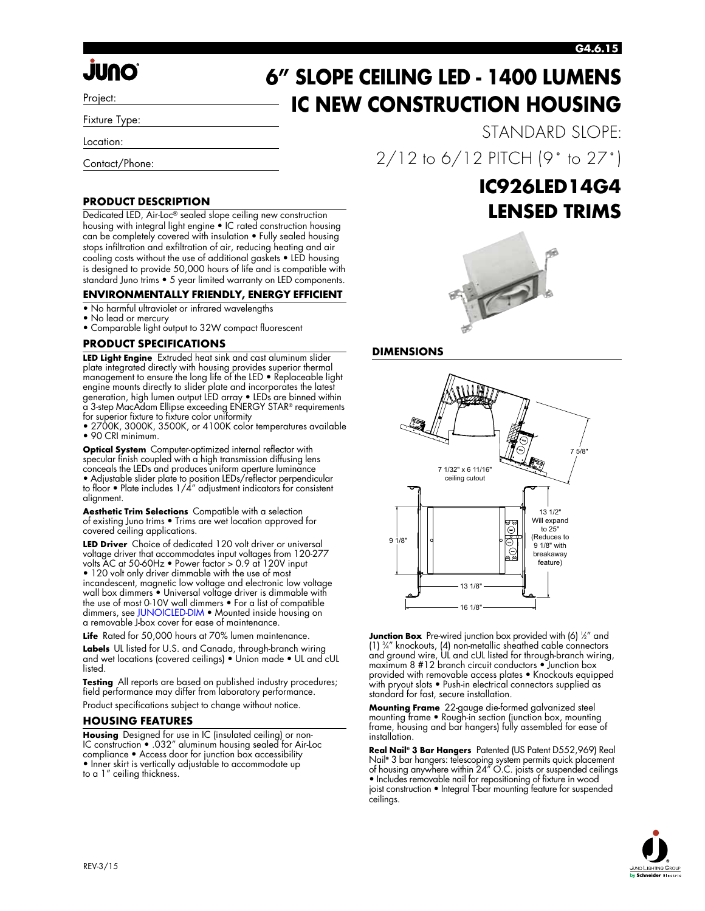# 6" SLOPE CEILING LED - 1400 LUMENS IC NEW CONSTRUCTION HOUSING

STANDARD SLOPE:

2/12 to 6/12 PITCH (9° to 27°)

## IC926LED14G4 LENSED TRIMS

Project:

Fixture Type:

Location:

Contact/Phone:

### PRODUCT DESCRIPTION

Dedicated LED, Air-Loc® sealed slope ceiling new construction housing with integral light engine • IC rated construction housing can be completely covered with insulation • Fully sealed housing stops infiltration and exfiltration of air, reducing heating and air cooling costs without the use of additional gaskets • LED housing is designed to provide 50,000 hours of life and is compatible with standard Juno trims • 5 year limited warranty on LED components.

### ENVIRONMENTALLY FRIENDLY, ENERGY EFFICIENT

- No harmful ultraviolet or infrared wavelengths
- No lead or mercury
- Comparable light output to 32W compact fluorescent

### PRODUCT SPECIFICATIONS

**LED Light Engine** Extruded heat sink and cast aluminum slider plate integrated directly with housing provides superior thermal management to ensure the long life of the LED • Replaceable light engine mounts directly to slider plate and incorporates the latest generation, high lumen output LED array • LEDs are binned within a 3-step MacAdam Ellipse exceeding ENERGY STAR® requirements for superior fixture to fixture color uniformity
- 2700K, 3000K, 3500K, or 4100K color temperatures available
- 90 CRI minimum.

**Optical System** Computer-optimized internal reflector with specular finish coupled with a high transmission diffusing lens conceals the LEDs and produces uniform aperture luminance • Adjustable slider plate to position LEDs/reflector perpendicular to floor • Plate includes 1/4" adjustment indicators for consistent alignment.

**Aesthetic Trim Selections** Compatible with a selection of existing Juno trims • Trims are wet location approved for covered ceiling applications.

**LED Driver** Choice of dedicated 120 volt driver or universal voltage driver that accommodates input voltages from 120-277 volts AC at 50-60Hz • Power factor > 0.9 at 120V input • 120 volt only driver dimmable with the use of most incandescent, magnetic low voltage and electronic low voltage wall box dimmers • Universal voltage driver is dimmable with the use of most 0-10V wall dimmers • For a list of compatible dimmers, see JUNOICLED-DIM • Mounted inside housing on a removable J-box cover for ease of maintenance.

**Life** Rated for 50,000 hours at 70% lumen maintenance.

**Labels** UL listed for U.S. and Canada, through-branch wiring and wet locations (covered ceilings) • Union made • UL and cUL listed.

**Testing** All reports are based on published industry procedures; field performance may differ from laboratory performance.

Product specifications subject to change without notice.

### HOUSING FEATURES

**Housing** Designed for use in IC (insulated ceiling) or non-IC construction • .032" aluminum housing sealed for Air-Loc compliance • Access door for junction box accessibility • Inner skirt is vertically adjustable to accommodate up to a 1" ceiling thickness.

### DIMENSIONS

7 5/8"

7 1/32" x 6 11/16" ceiling cutout

9 1/8"

13 1/2" Will expand to 25" (Reduces to 9 1/8" with breakaway feature)

13 1/8"

16 1/8"

**Junction Box** Pre-wired junction box provided with (6) ½" and (1) ¾" knockouts, (4) non-metallic sheathed cable connectors and ground wire, UL and cUL listed for through-branch wiring, maximum 8 #12 branch circuit conductors • Junction box provided with removable access plates • Knockouts equipped with pryout slots • Push-in electrical connectors supplied as standard for fast, secure installation.

**Mounting Frame** 22-gauge die-formed galvanized steel mounting frame • Rough-in section (junction box, mounting frame, housing and bar hangers) fully assembled for ease of installation.

**Real Nail® 3 Bar Hangers** Patented (US Patent D552,969) Real Nail® 3 bar hangers: telescoping system permits quick placement of housing anywhere within 24" O.C. joists or suspended ceilings • Includes removable nail for repositioning of fixture in wood joist construction • Integral T-bar mounting feature for suspended ceilings.

REV-3/15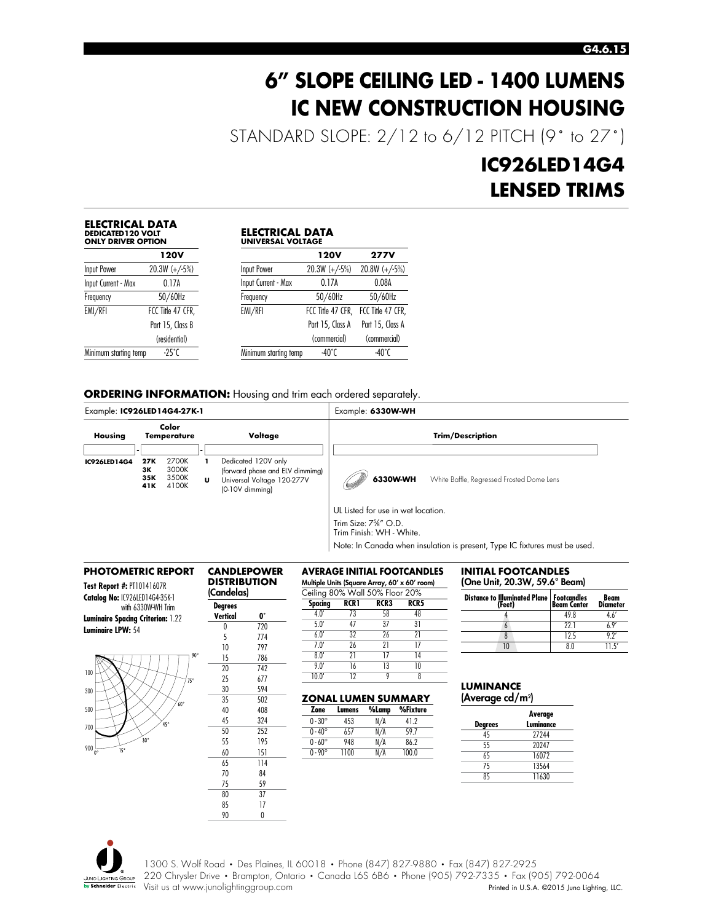G4.6.15

# 6" SLOPE CEILING LED - 1400 LUMENS IC NEW CONSTRUCTION HOUSING

STANDARD SLOPE: 2/12 to 6/12 PITCH (9° to 27°)

## IC926LED14G4 LENSED TRIMS

### ELECTRICAL DATA
**DEDICATED120 VOLT ONLY DRIVER OPTION**

| | 120V |
|---|---|
| Input Power | 20.3W (+/-5%) |
| Input Current - Max | 0.17A |
| Frequency | 50/60Hz |
| EMI/RFI | FCC Title 47 CFR, Part 15, Class B (residential) |
| Minimum starting temp | -25°C |

### ELECTRICAL DATA
**UNIVERSAL VOLTAGE**

| | 120V | 277V |
|---|---|---|
| Input Power | 20.3W (+/-5%) | 20.8W (+/-5%) |
| Input Current - Max | 0.17A | 0.08A |
| Frequency | 50/60Hz | 50/60Hz |
| EMI/RFI | FCC Title 47 CFR, Part 15, Class A (commercial) | FCC Title 47 CFR, Part 15, Class A (commercial) |
| Minimum starting temp | -40°C | -40°C |

### ORDERING INFORMATION: Housing and trim each ordered separately.

Example: **IC926LED14G4-27K-1**

| Housing | Color Temperature | | Voltage | |
|---|---|---|---|---|
| IC926LED14G4 | 27K | 2700K | 1 | Dedicated 120V only (forward phase and ELV dimming) |
| | 3K | 3000K | U | Universal Voltage 120-277V (0-10V dimming) |
| | 35K | 3500K | | |
| | 41K | 4100K | | |

Example: **6330W-WH**

| Trim | Description |
|---|---|
| 6330W-WH | White Baffle, Regressed Frosted Dome Lens |

UL Listed for use in wet location.

Trim Size: 7⅝" O.D.
Trim Finish: WH - White.

Note: In Canada when insulation is present, Type IC fixtures must be used.

### PHOTOMETRIC REPORT

**Test Report #:** PT10141607R
**Catalog No:** IC926LED14G4-35K-1 with 6330W-WH Trim
**Luminaire Spacing Criterion:** 1.22
**Luminaire LPW:** 54

100
300
500
700
900
0°
15°
30°
45°
60°
75°
90°

### CANDLEPOWER DISTRIBUTION (Candelas)

| Degrees Vertical | 0° |
|---|---|
| 0 | 720 |
| 5 | 774 |
| 10 | 797 |
| 15 | 786 |
| 20 | 742 |
| 25 | 677 |
| 30 | 594 |
| 35 | 502 |
| 40 | 408 |
| 45 | 324 |
| 50 | 252 |
| 55 | 195 |
| 60 | 151 |
| 65 | 114 |
| 70 | 84 |
| 75 | 59 |
| 80 | 37 |
| 85 | 17 |
| 90 | 0 |

### AVERAGE INITIAL FOOTCANDLES
**Multiple Units (Square Array, 60' x 60' room)**
Ceiling 80% Wall 50% Floor 20%

| Spacing | RCR1 | RCR3 | RCR5 |
|---|---|---|---|
| 4.0' | 73 | 58 | 48 |
| 5.0' | 47 | 37 | 31 |
| 6.0' | 32 | 26 | 21 |
| 7.0' | 26 | 21 | 17 |
| 8.0' | 21 | 17 | 14 |
| 9.0' | 16 | 13 | 10 |
| 10.0' | 12 | 9 | 8 |

### ZONAL LUMEN SUMMARY

| Zone | Lumens | %Lamp | %Fixture |
|---|---|---|---|
| 0 - 30° | 453 | N/A | 41.2 |
| 0 - 40° | 657 | N/A | 59.7 |
| 0 - 60° | 948 | N/A | 86.2 |
| 0 - 90° | 1100 | N/A | 100.0 |

### INITIAL FOOTCANDLES (One Unit, 20.3W, 59.6° Beam)

| Distance to Illuminated Plane (Feet) | Footcandles Beam Center | Beam Diameter |
|---|---|---|
| 4 | 49.8 | 4.6' |
| 6 | 22.1 | 6.9' |
| 8 | 12.5 | 9.2' |
| 10 | 8.0 | 11.5' |

### LUMINANCE (Average cd/m²)

| Degrees | Average Luminance |
|---|---|
| 45 | 27244 |
| 55 | 20247 |
| 65 | 16072 |
| 75 | 13564 |
| 85 | 11630 |

1300 S. Wolf Road • Des Plaines, IL 60018 • Phone (847) 827-9880 • Fax (847) 827-2925
220 Chrysler Drive • Brampton, Ontario • Canada L6S 6B6 • Phone (905) 792-7335 • Fax (905) 792-0064
Visit us at www.junolightinggroup.com

Printed in U.S.A. ©2015 Juno Lighting, LLC.